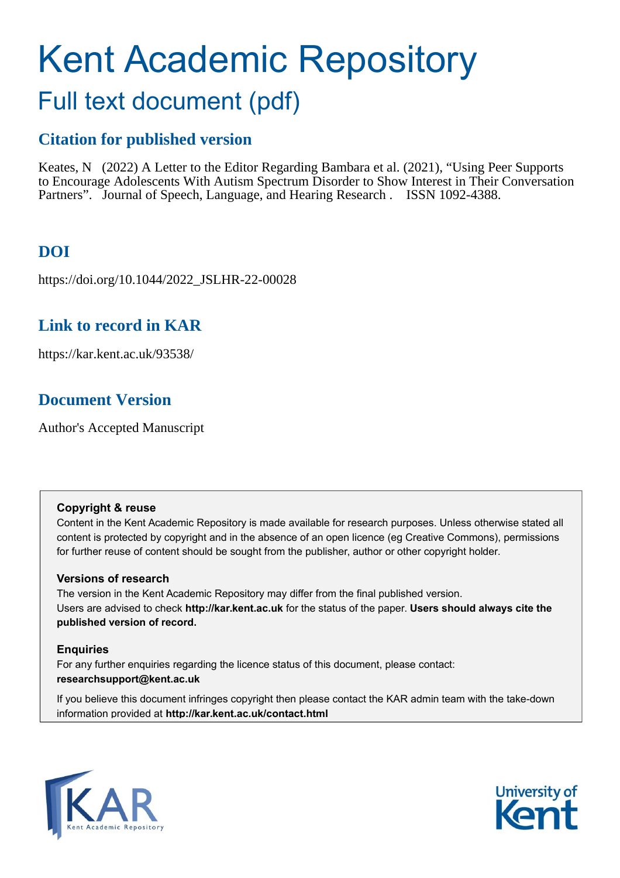# Kent Academic Repository

## Full text document (pdf)

### Citation for published version

Keates, N (2022) A Letter to the Editor Regarding Bambara et al. (2021), "Using Peer Supports to Encourage Adolescents With Autism Spectrum Disorder to Show Interest in Their Conversation Partners". Journal of Speech, Language, and Hearing Research . ISSN 1092-4388.

### DOI

https://doi.org/10.1044/2022_JSLHR-22-00028

### Link to record in KAR

https://kar.kent.ac.uk/93538/

### Document Version

Author's Accepted Manuscript

**Copyright & reuse**

Content in the Kent Academic Repository is made available for research purposes. Unless otherwise stated all content is protected by copyright and in the absence of an open licence (eg Creative Commons), permissions for further reuse of content should be sought from the publisher, author or other copyright holder.

**Versions of research**

The version in the Kent Academic Repository may differ from the final published version.
Users are advised to check **http://kar.kent.ac.uk** for the status of the paper. **Users should always cite the published version of record.**

**Enquiries**

For any further enquiries regarding the licence status of this document, please contact:
**researchsupport@kent.ac.uk**

If you believe this document infringes copyright then please contact the KAR admin team with the take-down information provided at **http://kar.kent.ac.uk/contact.html**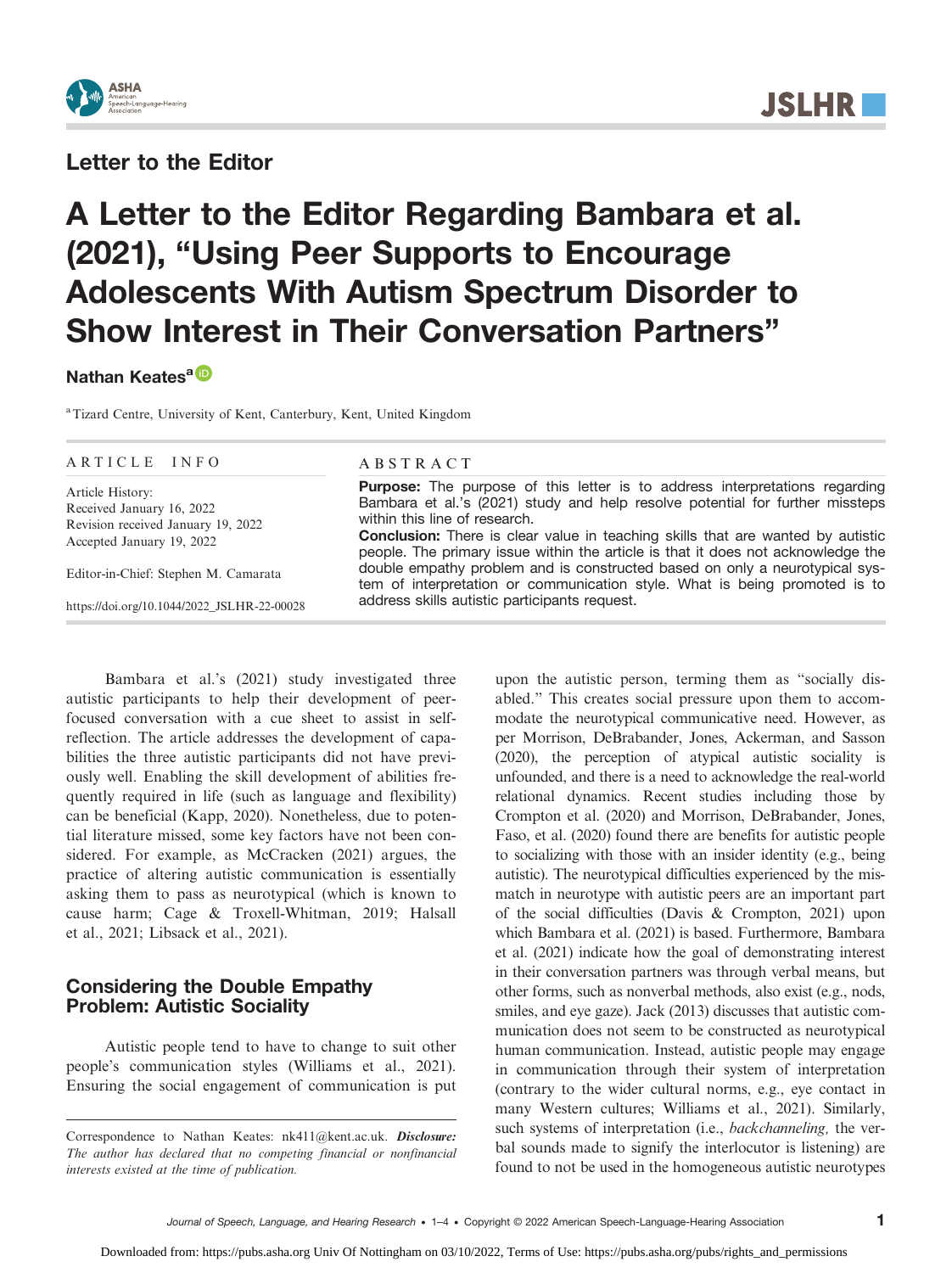Letter to the Editor

# A Letter to the Editor Regarding Bambara et al. (2021), "Using Peer Supports to Encourage Adolescents With Autism Spectrum Disorder to Show Interest in Their Conversation Partners"

**Nathan Keates**[a]

[a] Tizard Centre, University of Kent, Canterbury, Kent, United Kingdom

ARTICLE INFO

Article History:
Received January 16, 2022
Revision received January 19, 2022
Accepted January 19, 2022

Editor-in-Chief: Stephen M. Camarata

https://doi.org/10.1044/2022_JSLHR-22-00028

ABSTRACT

**Purpose:** The purpose of this letter is to address interpretations regarding Bambara et al.'s (2021) study and help resolve potential for further missteps within this line of research.

**Conclusion:** There is clear value in teaching skills that are wanted by autistic people. The primary issue within the article is that it does not acknowledge the double empathy problem and is constructed based on only a neurotypical system of interpretation or communication style. What is being promoted is to address skills autistic participants request.

Bambara et al.'s (2021) study investigated three autistic participants to help their development of peer-focused conversation with a cue sheet to assist in self-reflection. The article addresses the development of capabilities the three autistic participants did not have previously well. Enabling the skill development of abilities frequently required in life (such as language and flexibility) can be beneficial (Kapp, 2020). Nonetheless, due to potential literature missed, some key factors have not been considered. For example, as McCracken (2021) argues, the practice of altering autistic communication is essentially asking them to pass as neurotypical (which is known to cause harm; Cage & Troxell-Whitman, 2019; Halsall et al., 2021; Libsack et al., 2021).

## Considering the Double Empathy Problem: Autistic Sociality

Autistic people tend to have to change to suit other people's communication styles (Williams et al., 2021). Ensuring the social engagement of communication is put upon the autistic person, terming them as "socially disabled." This creates social pressure upon them to accommodate the neurotypical communicative need. However, as per Morrison, DeBrabander, Jones, Ackerman, and Sasson (2020), the perception of atypical autistic sociality is unfounded, and there is a need to acknowledge the real-world relational dynamics. Recent studies including those by Crompton et al. (2020) and Morrison, DeBrabander, Jones, Faso, et al. (2020) found there are benefits for autistic people to socializing with those with an insider identity (e.g., being autistic). The neurotypical difficulties experienced by the mismatch in neurotype with autistic peers are an important part of the social difficulties (Davis & Crompton, 2021) upon which Bambara et al. (2021) is based. Furthermore, Bambara et al. (2021) indicate how the goal of demonstrating interest in their conversation partners was through verbal means, but other forms, such as nonverbal methods, also exist (e.g., nods, smiles, and eye gaze). Jack (2013) discusses that autistic communication does not seem to be constructed as neurotypical human communication. Instead, autistic people may engage in communication through their system of interpretation (contrary to the wider cultural norms, e.g., eye contact in many Western cultures; Williams et al., 2021). Similarly, such systems of interpretation (i.e., *backchanneling,* the verbal sounds made to signify the interlocutor is listening) are found to not be used in the homogeneous autistic neurotypes

Correspondence to Nathan Keates: nk411@kent.ac.uk. ***Disclosure:*** *The author has declared that no competing financial or nonfinancial interests existed at the time of publication.*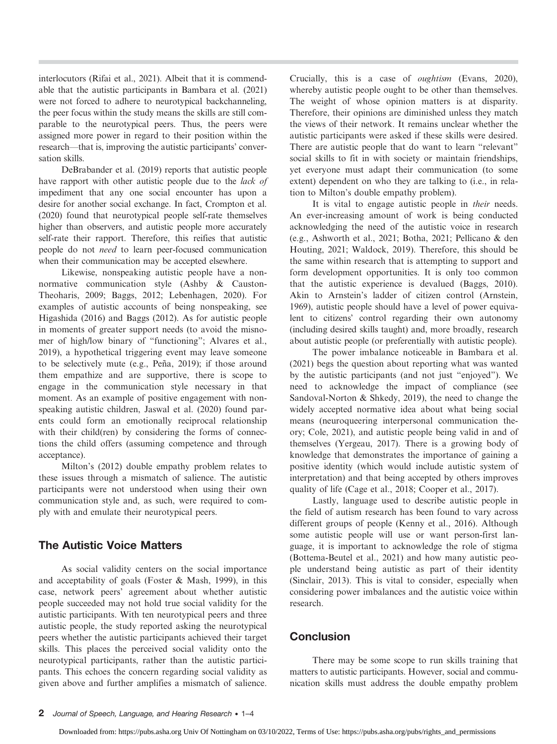interlocutors (Rifai et al., 2021). Albeit that it is commendable that the autistic participants in Bambara et al. (2021) were not forced to adhere to neurotypical backchanneling, the peer focus within the study means the skills are still comparable to the neurotypical peers. Thus, the peers were assigned more power in regard to their position within the research—that is, improving the autistic participants' conversation skills.

DeBrabander et al. (2019) reports that autistic people have rapport with other autistic people due to the *lack of* impediment that any one social encounter has upon a desire for another social exchange. In fact, Crompton et al. (2020) found that neurotypical people self-rate themselves higher than observers, and autistic people more accurately self-rate their rapport. Therefore, this reifies that autistic people do not *need* to learn peer-focused communication when their communication may be accepted elsewhere.

Likewise, nonspeaking autistic people have a nonnormative communication style (Ashby & Causton-Theoharis, 2009; Baggs, 2012; Lebenhagen, 2020). For examples of autistic accounts of being nonspeaking, see Higashida (2016) and Baggs (2012). As for autistic people in moments of greater support needs (to avoid the misnomer of high/low binary of "functioning"; Alvares et al., 2019), a hypothetical triggering event may leave someone to be selectively mute (e.g., Peña, 2019); if those around them empathize and are supportive, there is scope to engage in the communication style necessary in that moment. As an example of positive engagement with nonspeaking autistic children, Jaswal et al. (2020) found parents could form an emotionally reciprocal relationship with their child(ren) by considering the forms of connections the child offers (assuming competence and through acceptance).

Milton's (2012) double empathy problem relates to these issues through a mismatch of salience. The autistic participants were not understood when using their own communication style and, as such, were required to comply with and emulate their neurotypical peers.

## The Autistic Voice Matters

As social validity centers on the social importance and acceptability of goals (Foster & Mash, 1999), in this case, network peers' agreement about whether autistic people succeeded may not hold true social validity for the autistic participants. With ten neurotypical peers and three autistic people, the study reported asking the neurotypical peers whether the autistic participants achieved their target skills. This places the perceived social validity onto the neurotypical participants, rather than the autistic participants. This echoes the concern regarding social validity as given above and further amplifies a mismatch of salience. Crucially, this is a case of *oughtism* (Evans, 2020), whereby autistic people ought to be other than themselves. The weight of whose opinion matters is at disparity. Therefore, their opinions are diminished unless they match the views of their network. It remains unclear whether the autistic participants were asked if these skills were desired. There are autistic people that do want to learn "relevant" social skills to fit in with society or maintain friendships, yet everyone must adapt their communication (to some extent) dependent on who they are talking to (i.e., in relation to Milton's double empathy problem).

It is vital to engage autistic people in *their* needs. An ever-increasing amount of work is being conducted acknowledging the need of the autistic voice in research (e.g., Ashworth et al., 2021; Botha, 2021; Pellicano & den Houting, 2021; Waldock, 2019). Therefore, this should be the same within research that is attempting to support and form development opportunities. It is only too common that the autistic experience is devalued (Baggs, 2010). Akin to Arnstein's ladder of citizen control (Arnstein, 1969), autistic people should have a level of power equivalent to citizens' control regarding their own autonomy (including desired skills taught) and, more broadly, research about autistic people (or preferentially with autistic people).

The power imbalance noticeable in Bambara et al. (2021) begs the question about reporting what was wanted by the autistic participants (and not just "enjoyed"). We need to acknowledge the impact of compliance (see Sandoval-Norton & Shkedy, 2019), the need to change the widely accepted normative idea about what being social means (neuroqueering interpersonal communication theory; Cole, 2021), and autistic people being valid in and of themselves (Yergeau, 2017). There is a growing body of knowledge that demonstrates the importance of gaining a positive identity (which would include autistic system of interpretation) and that being accepted by others improves quality of life (Cage et al., 2018; Cooper et al., 2017).

Lastly, language used to describe autistic people in the field of autism research has been found to vary across different groups of people (Kenny et al., 2016). Although some autistic people will use or want person-first language, it is important to acknowledge the role of stigma (Bottema-Beutel et al., 2021) and how many autistic people understand being autistic as part of their identity (Sinclair, 2013). This is vital to consider, especially when considering power imbalances and the autistic voice within research.

## Conclusion

There may be some scope to run skills training that matters to autistic participants. However, social and communication skills must address the double empathy problem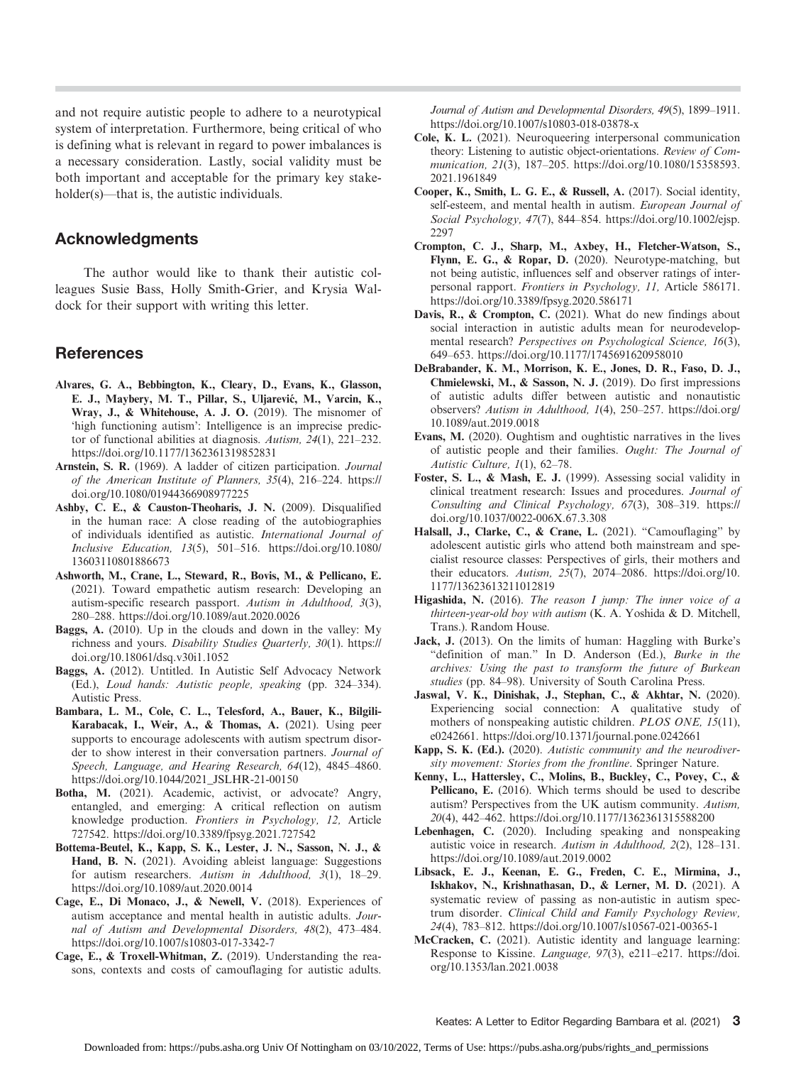and not require autistic people to adhere to a neurotypical system of interpretation. Furthermore, being critical of who is defining what is relevant in regard to power imbalances is a necessary consideration. Lastly, social validity must be both important and acceptable for the primary key stakeholder(s)—that is, the autistic individuals.

## Acknowledgments

The author would like to thank their autistic colleagues Susie Bass, Holly Smith-Grier, and Krysia Waldock for their support with writing this letter.

## References

**Alvares, G. A., Bebbington, K., Cleary, D., Evans, K., Glasson, E. J., Maybery, M. T., Pillar, S., Uljarević, M., Varcin, K., Wray, J., & Whitehouse, A. J. O.** (2019). The misnomer of 'high functioning autism': Intelligence is an imprecise predictor of functional abilities at diagnosis. *Autism, 24*(1), 221–232. https://doi.org/10.1177/1362361319852831

**Arnstein, S. R.** (1969). A ladder of citizen participation. *Journal of the American Institute of Planners, 35*(4), 216–224. https://doi.org/10.1080/01944366908977225

**Ashby, C. E., & Causton-Theoharis, J. N.** (2009). Disqualified in the human race: A close reading of the autobiographies of individuals identified as autistic. *International Journal of Inclusive Education, 13*(5), 501–516. https://doi.org/10.1080/13603110801886673

**Ashworth, M., Crane, L., Steward, R., Bovis, M., & Pellicano, E.** (2021). Toward empathetic autism research: Developing an autism-specific research passport. *Autism in Adulthood, 3*(3), 280–288. https://doi.org/10.1089/aut.2020.0026

**Baggs, A.** (2010). Up in the clouds and down in the valley: My richness and yours. *Disability Studies Quarterly, 30*(1). https://doi.org/10.18061/dsq.v30i1.1052

**Baggs, A.** (2012). Untitled. In Autistic Self Advocacy Network (Ed.), *Loud hands: Autistic people, speaking* (pp. 324–334). Autistic Press.

**Bambara, L. M., Cole, C. L., Telesford, A., Bauer, K., Bilgili-Karabacak, I., Weir, A., & Thomas, A.** (2021). Using peer supports to encourage adolescents with autism spectrum disorder to show interest in their conversation partners. *Journal of Speech, Language, and Hearing Research, 64*(12), 4845–4860. https://doi.org/10.1044/2021_JSLHR-21-00150

**Botha, M.** (2021). Academic, activist, or advocate? Angry, entangled, and emerging: A critical reflection on autism knowledge production. *Frontiers in Psychology, 12,* Article 727542. https://doi.org/10.3389/fpsyg.2021.727542

**Bottema-Beutel, K., Kapp, S. K., Lester, J. N., Sasson, N. J., & Hand, B. N.** (2021). Avoiding ableist language: Suggestions for autism researchers. *Autism in Adulthood, 3*(1), 18–29. https://doi.org/10.1089/aut.2020.0014

**Cage, E., Di Monaco, J., & Newell, V.** (2018). Experiences of autism acceptance and mental health in autistic adults. *Journal of Autism and Developmental Disorders, 48*(2), 473–484. https://doi.org/10.1007/s10803-017-3342-7

**Cage, E., & Troxell-Whitman, Z.** (2019). Understanding the reasons, contexts and costs of camouflaging for autistic adults. *Journal of Autism and Developmental Disorders, 49*(5), 1899–1911. https://doi.org/10.1007/s10803-018-03878-x

**Cole, K. L.** (2021). Neuroqueering interpersonal communication theory: Listening to autistic object-orientations. *Review of Communication, 21*(3), 187–205. https://doi.org/10.1080/15358593.2021.1961849

**Cooper, K., Smith, L. G. E., & Russell, A.** (2017). Social identity, self-esteem, and mental health in autism. *European Journal of Social Psychology, 47*(7), 844–854. https://doi.org/10.1002/ejsp.2297

**Crompton, C. J., Sharp, M., Axbey, H., Fletcher-Watson, S., Flynn, E. G., & Ropar, D.** (2020). Neurotype-matching, but not being autistic, influences self and observer ratings of interpersonal rapport. *Frontiers in Psychology, 11,* Article 586171. https://doi.org/10.3389/fpsyg.2020.586171

**Davis, R., & Crompton, C.** (2021). What do new findings about social interaction in autistic adults mean for neurodevelopmental research? *Perspectives on Psychological Science, 16*(3), 649–653. https://doi.org/10.1177/1745691620958010

**DeBrabander, K. M., Morrison, K. E., Jones, D. R., Faso, D. J., Chmielewski, M., & Sasson, N. J.** (2019). Do first impressions of autistic adults differ between autistic and nonautistic observers? *Autism in Adulthood, 1*(4), 250–257. https://doi.org/10.1089/aut.2019.0018

**Evans, M.** (2020). Oughtism and oughtistic narratives in the lives of autistic people and their families. *Ought: The Journal of Autistic Culture, 1*(1), 62–78.

**Foster, S. L., & Mash, E. J.** (1999). Assessing social validity in clinical treatment research: Issues and procedures. *Journal of Consulting and Clinical Psychology, 67*(3), 308–319. https://doi.org/10.1037/0022-006X.67.3.308

**Halsall, J., Clarke, C., & Crane, L.** (2021). "Camouflaging" by adolescent autistic girls who attend both mainstream and specialist resource classes: Perspectives of girls, their mothers and their educators. *Autism, 25*(7), 2074–2086. https://doi.org/10.1177/13623613211012819

**Higashida, N.** (2016). *The reason I jump: The inner voice of a thirteen-year-old boy with autism* (K. A. Yoshida & D. Mitchell, Trans.). Random House.

**Jack, J.** (2013). On the limits of human: Haggling with Burke's "definition of man." In D. Anderson (Ed.), *Burke in the archives: Using the past to transform the future of Burkean studies* (pp. 84–98). University of South Carolina Press.

**Jaswal, V. K., Dinishak, J., Stephan, C., & Akhtar, N.** (2020). Experiencing social connection: A qualitative study of mothers of nonspeaking autistic children. *PLOS ONE, 15*(11), e0242661. https://doi.org/10.1371/journal.pone.0242661

**Kapp, S. K. (Ed.).** (2020). *Autistic community and the neurodiversity movement: Stories from the frontline*. Springer Nature.

**Kenny, L., Hattersley, C., Molins, B., Buckley, C., Povey, C., & Pellicano, E.** (2016). Which terms should be used to describe autism? Perspectives from the UK autism community. *Autism, 20*(4), 442–462. https://doi.org/10.1177/1362361315588200

**Lebenhagen, C.** (2020). Including speaking and nonspeaking autistic voice in research. *Autism in Adulthood, 2*(2), 128–131. https://doi.org/10.1089/aut.2019.0002

**Libsack, E. J., Keenan, E. G., Freden, C. E., Mirmina, J., Iskhakov, N., Krishnathasan, D., & Lerner, M. D.** (2021). A systematic review of passing as non-autistic in autism spectrum disorder. *Clinical Child and Family Psychology Review, 24*(4), 783–812. https://doi.org/10.1007/s10567-021-00365-1

**McCracken, C.** (2021). Autistic identity and language learning: Response to Kissine. *Language, 97*(3), e211–e217. https://doi.org/10.1353/lan.2021.0038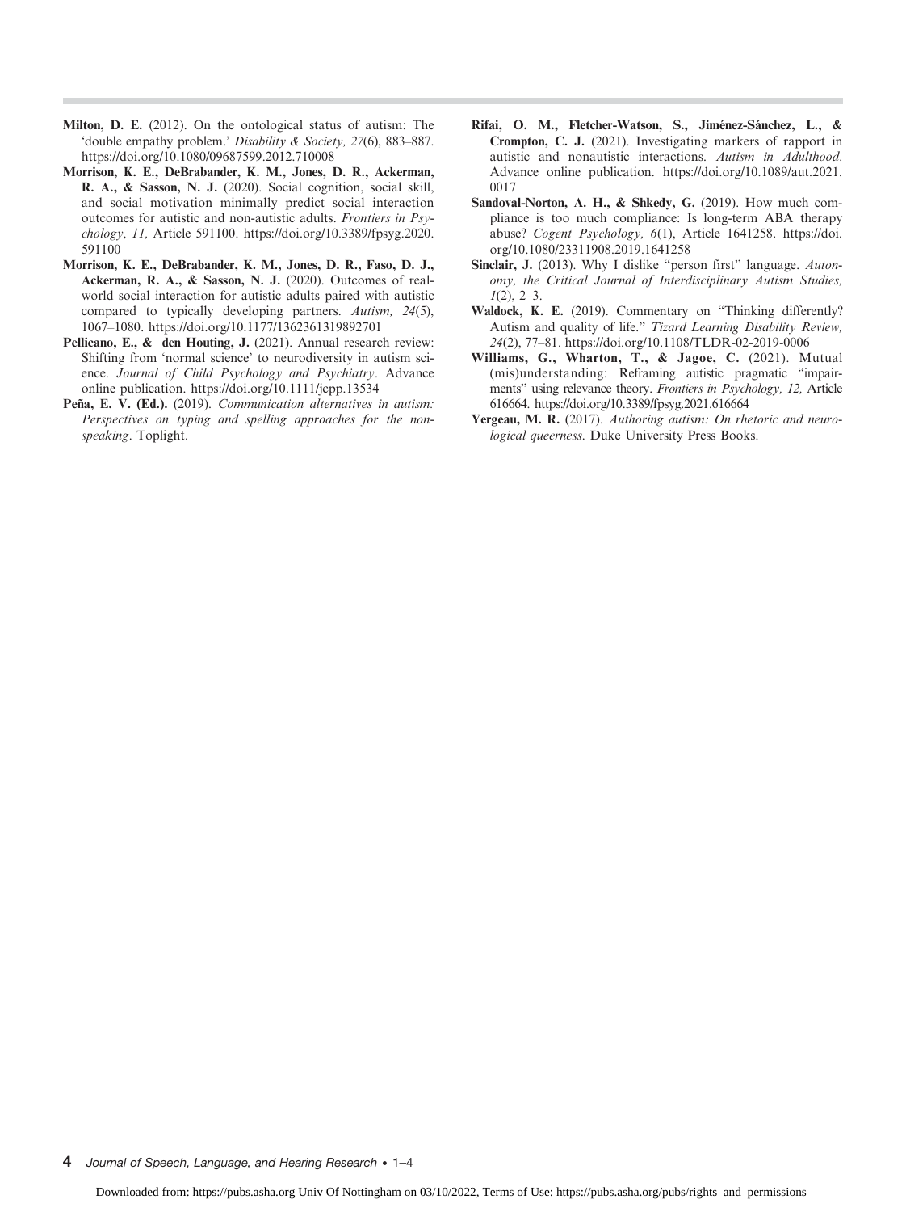**Milton, D. E.** (2012). On the ontological status of autism: The 'double empathy problem.' *Disability & Society, 27*(6), 883–887. https://doi.org/10.1080/09687599.2012.710008

**Morrison, K. E., DeBrabander, K. M., Jones, D. R., Ackerman, R. A., & Sasson, N. J.** (2020). Social cognition, social skill, and social motivation minimally predict social interaction outcomes for autistic and non-autistic adults. *Frontiers in Psychology, 11,* Article 591100. https://doi.org/10.3389/fpsyg.2020.591100

**Morrison, K. E., DeBrabander, K. M., Jones, D. R., Faso, D. J., Ackerman, R. A., & Sasson, N. J.** (2020). Outcomes of real-world social interaction for autistic adults paired with autistic compared to typically developing partners. *Autism, 24*(5), 1067–1080. https://doi.org/10.1177/1362361319892701

**Pellicano, E., & den Houting, J.** (2021). Annual research review: Shifting from 'normal science' to neurodiversity in autism science. *Journal of Child Psychology and Psychiatry*. Advance online publication. https://doi.org/10.1111/jcpp.13534

**Peña, E. V. (Ed.).** (2019). *Communication alternatives in autism: Perspectives on typing and spelling approaches for the non-speaking*. Toplight.

**Rifai, O. M., Fletcher-Watson, S., Jiménez-Sánchez, L., & Crompton, C. J.** (2021). Investigating markers of rapport in autistic and nonautistic interactions. *Autism in Adulthood*. Advance online publication. https://doi.org/10.1089/aut.2021.0017

**Sandoval-Norton, A. H., & Shkedy, G.** (2019). How much compliance is too much compliance: Is long-term ABA therapy abuse? *Cogent Psychology, 6*(1), Article 1641258. https://doi.org/10.1080/23311908.2019.1641258

**Sinclair, J.** (2013). Why I dislike "person first" language. *Autonomy, the Critical Journal of Interdisciplinary Autism Studies, 1*(2), 2–3.

**Waldock, K. E.** (2019). Commentary on "Thinking differently? Autism and quality of life." *Tizard Learning Disability Review, 24*(2), 77–81. https://doi.org/10.1108/TLDR-02-2019-0006

**Williams, G., Wharton, T., & Jagoe, C.** (2021). Mutual (mis)understanding: Reframing autistic pragmatic "impairments" using relevance theory. *Frontiers in Psychology, 12,* Article 616664. https://doi.org/10.3389/fpsyg.2021.616664

**Yergeau, M. R.** (2017). *Authoring autism: On rhetoric and neurological queerness*. Duke University Press Books.